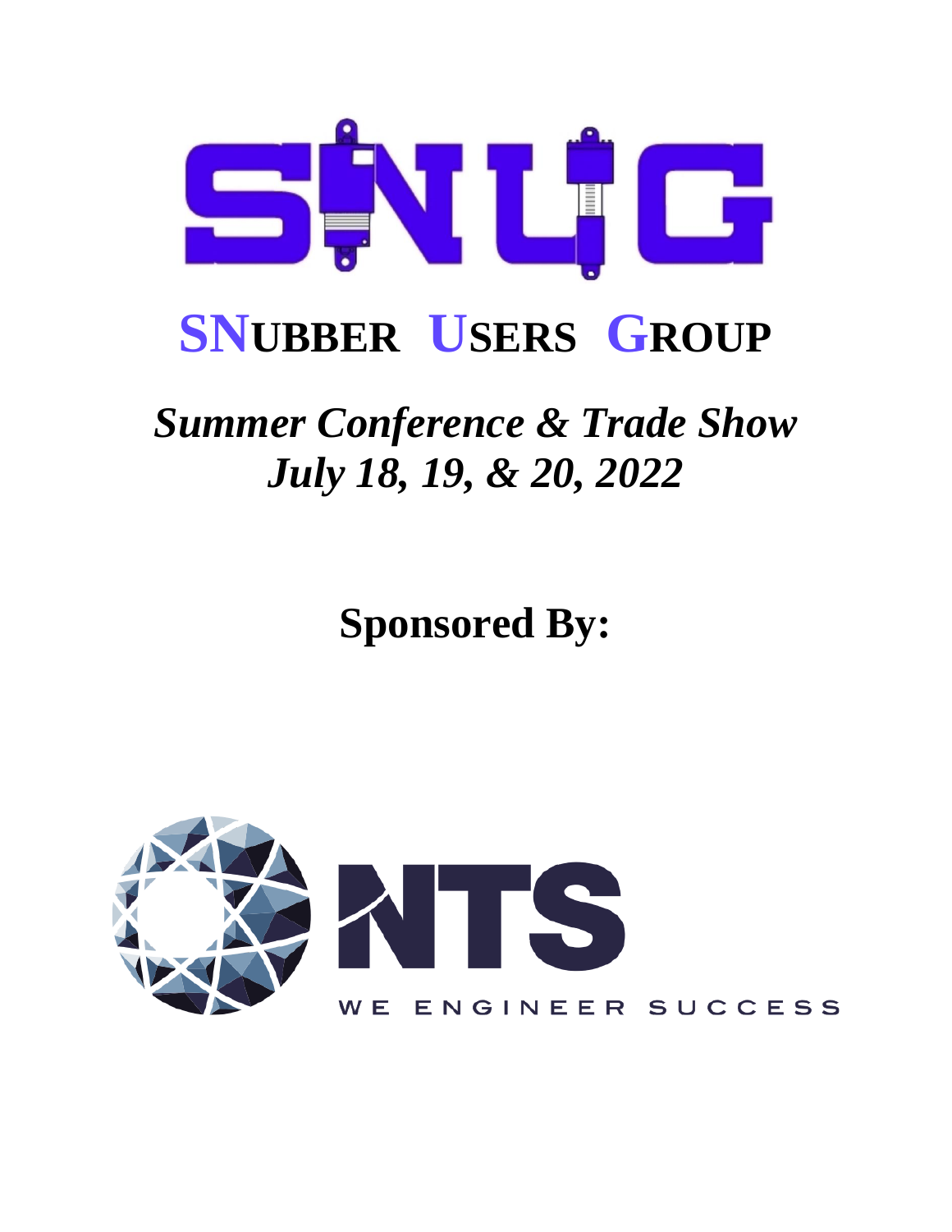# SNUBBER USERS GROUP

## *Summer Conference & Trade Show*
## *July 18, 19, & 20, 2022*

**Sponsored By:**

NTS

WE ENGINEER SUCCESS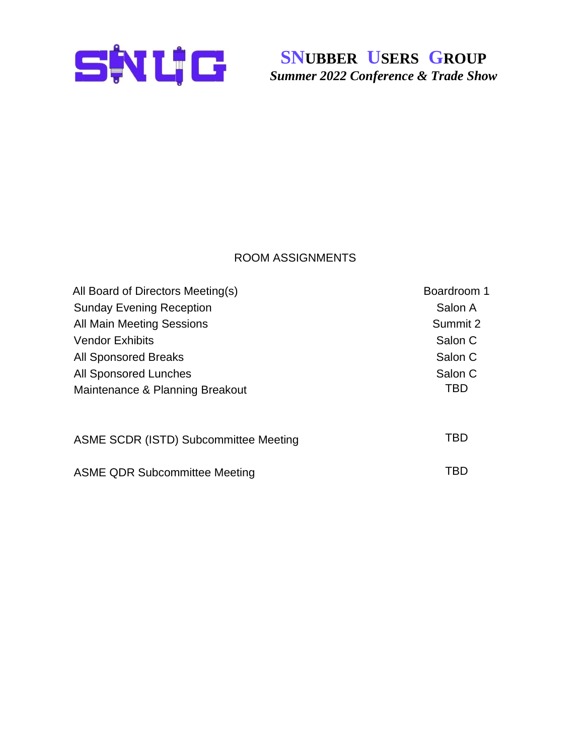**SNUBBER USERS GROUP**
*Summer 2022 Conference & Trade Show*

## ROOM ASSIGNMENTS

| | |
|---|---|
| All Board of Directors Meeting(s) | Boardroom 1 |
| Sunday Evening Reception | Salon A |
| All Main Meeting Sessions | Summit 2 |
| Vendor Exhibits | Salon C |
| All Sponsored Breaks | Salon C |
| All Sponsored Lunches | Salon C |
| Maintenance & Planning Breakout | TBD |
| ASME SCDR (ISTD) Subcommittee Meeting | TBD |
| ASME QDR Subcommittee Meeting | TBD |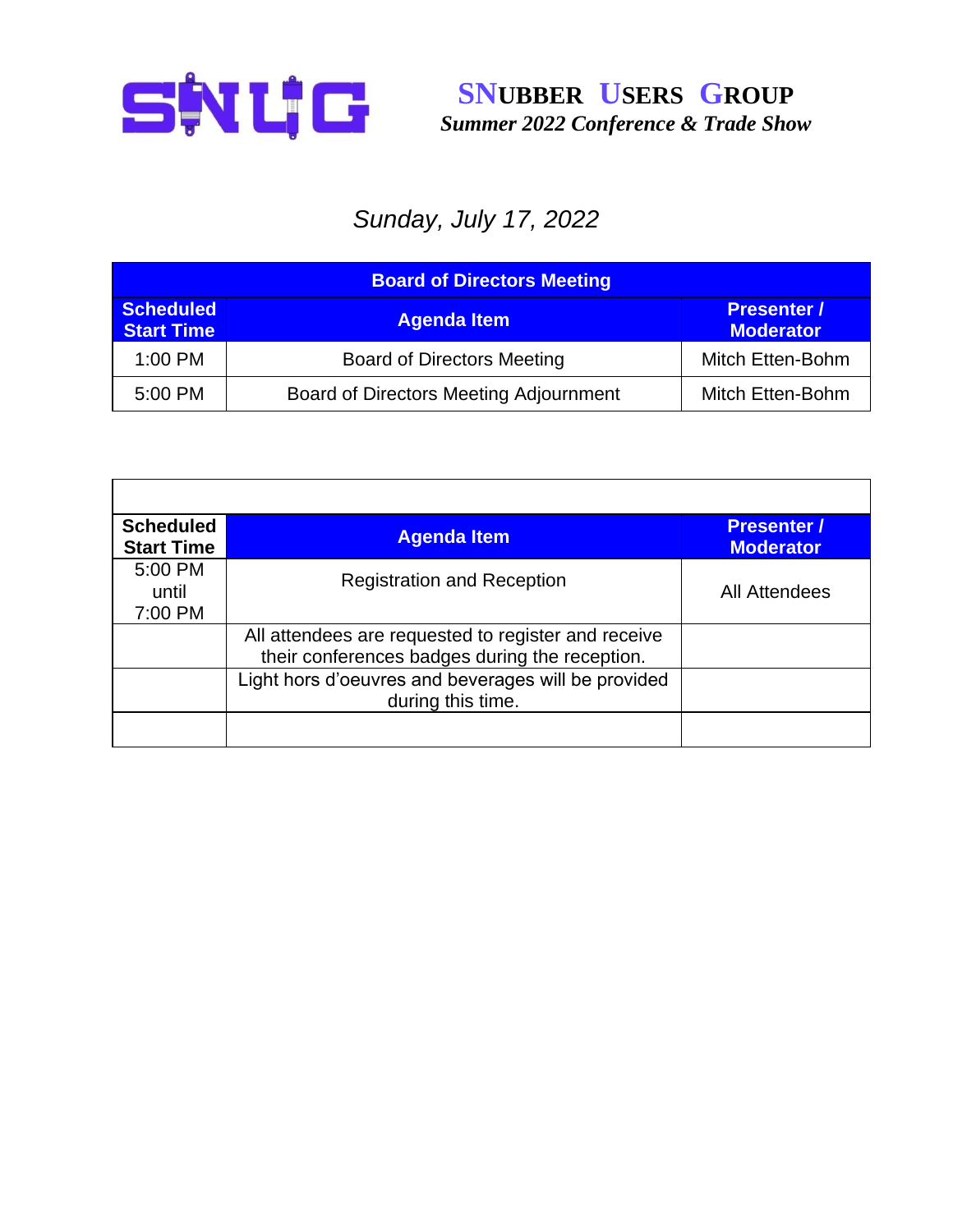# SNUBBER USERS GROUP

***Summer 2022 Conference & Trade Show***

*Sunday, July 17, 2022*

| Board of Directors Meeting | | |
|---|---|---|
| **Scheduled Start Time** | **Agenda Item** | **Presenter / Moderator** |
| 1:00 PM | Board of Directors Meeting | Mitch Etten-Bohm |
| 5:00 PM | Board of Directors Meeting Adjournment | Mitch Etten-Bohm |

| Scheduled Start Time | Agenda Item | Presenter / Moderator |
|---|---|---|
| 5:00 PM until 7:00 PM | Registration and Reception | All Attendees |
| | All attendees are requested to register and receive their conferences badges during the reception. | |
| | Light hors d'oeuvres and beverages will be provided during this time. | |
| | | |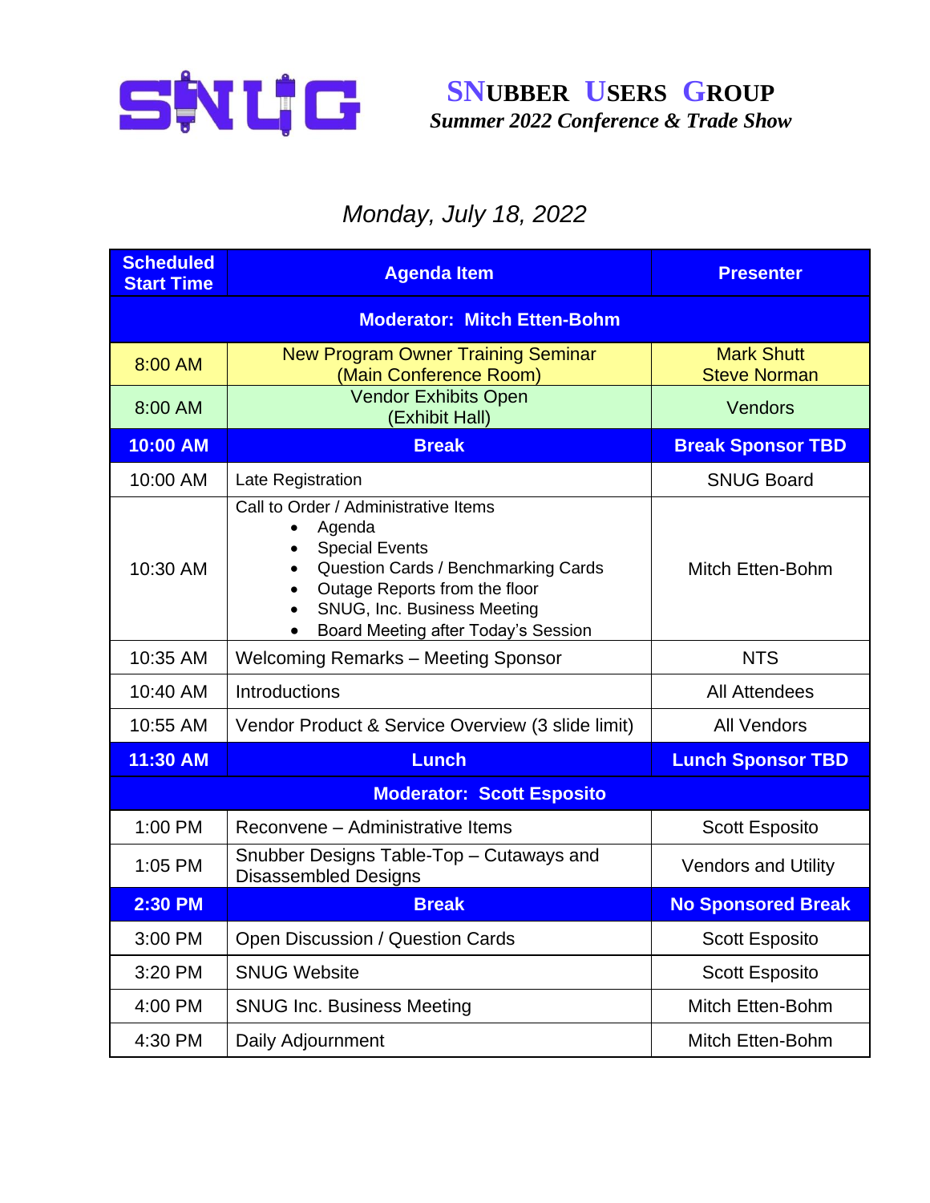# SNUBBER USERS GROUP

*Summer 2022 Conference & Trade Show*

## *Monday, July 18, 2022*

| Scheduled Start Time | Agenda Item | Presenter |
|---|---|---|
| | **Moderator: Mitch Etten-Bohm** | |
| 8:00 AM | New Program Owner Training Seminar (Main Conference Room) | Mark Shutt<br>Steve Norman |
| 8:00 AM | Vendor Exhibits Open (Exhibit Hall) | Vendors |
| **10:00 AM** | **Break** | **Break Sponsor TBD** |
| 10:00 AM | Late Registration | SNUG Board |
| 10:30 AM | Call to Order / Administrative Items<br>• Agenda<br>• Special Events<br>• Question Cards / Benchmarking Cards<br>• Outage Reports from the floor<br>• SNUG, Inc. Business Meeting<br>• Board Meeting after Today's Session | Mitch Etten-Bohm |
| 10:35 AM | Welcoming Remarks – Meeting Sponsor | NTS |
| 10:40 AM | Introductions | All Attendees |
| 10:55 AM | Vendor Product & Service Overview (3 slide limit) | All Vendors |
| **11:30 AM** | **Lunch** | **Lunch Sponsor TBD** |
| | **Moderator: Scott Esposito** | |
| 1:00 PM | Reconvene – Administrative Items | Scott Esposito |
| 1:05 PM | Snubber Designs Table-Top – Cutaways and Disassembled Designs | Vendors and Utility |
| **2:30 PM** | **Break** | **No Sponsored Break** |
| 3:00 PM | Open Discussion / Question Cards | Scott Esposito |
| 3:20 PM | SNUG Website | Scott Esposito |
| 4:00 PM | SNUG Inc. Business Meeting | Mitch Etten-Bohm |
| 4:30 PM | Daily Adjournment | Mitch Etten-Bohm |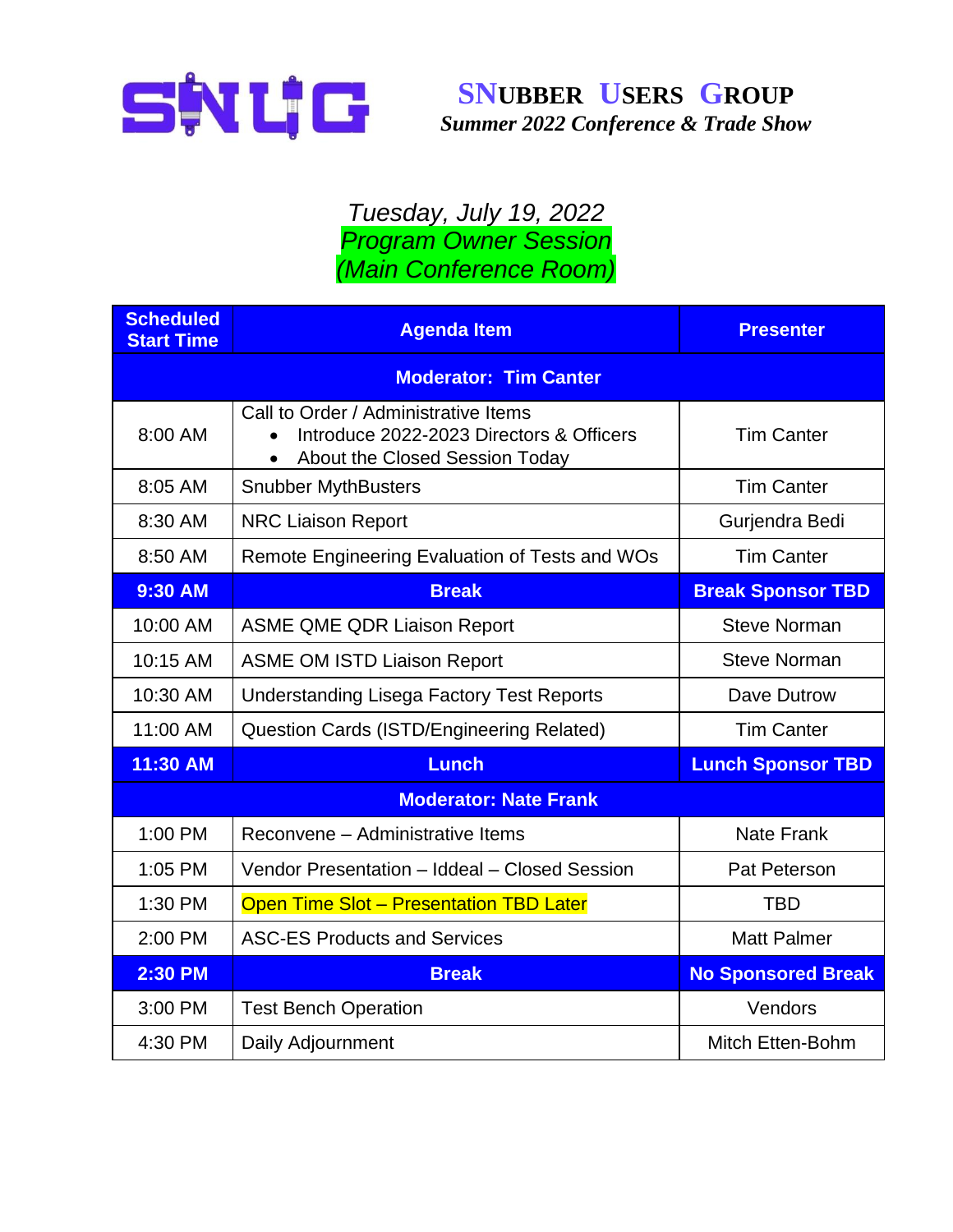# SNUG

## SNUBBER USERS GROUP

*Summer 2022 Conference & Trade Show*

### *Tuesday, July 19, 2022*
### *Program Owner Session*
### *(Main Conference Room)*

| Scheduled Start Time | Agenda Item | Presenter |
|---|---|---|
| **Moderator: Tim Canter** | | |
| 8:00 AM | Call to Order / Administrative Items<br>• Introduce 2022-2023 Directors & Officers<br>• About the Closed Session Today | Tim Canter |
| 8:05 AM | Snubber MythBusters | Tim Canter |
| 8:30 AM | NRC Liaison Report | Gurjendra Bedi |
| 8:50 AM | Remote Engineering Evaluation of Tests and WOs | Tim Canter |
| **9:30 AM** | **Break** | **Break Sponsor TBD** |
| 10:00 AM | ASME QME QDR Liaison Report | Steve Norman |
| 10:15 AM | ASME OM ISTD Liaison Report | Steve Norman |
| 10:30 AM | Understanding Lisega Factory Test Reports | Dave Dutrow |
| 11:00 AM | Question Cards (ISTD/Engineering Related) | Tim Canter |
| **11:30 AM** | **Lunch** | **Lunch Sponsor TBD** |
| **Moderator: Nate Frank** | | |
| 1:00 PM | Reconvene – Administrative Items | Nate Frank |
| 1:05 PM | Vendor Presentation – Iddeal – Closed Session | Pat Peterson |
| 1:30 PM | Open Time Slot – Presentation TBD Later | TBD |
| 2:00 PM | ASC-ES Products and Services | Matt Palmer |
| **2:30 PM** | **Break** | **No Sponsored Break** |
| 3:00 PM | Test Bench Operation | Vendors |
| 4:30 PM | Daily Adjournment | Mitch Etten-Bohm |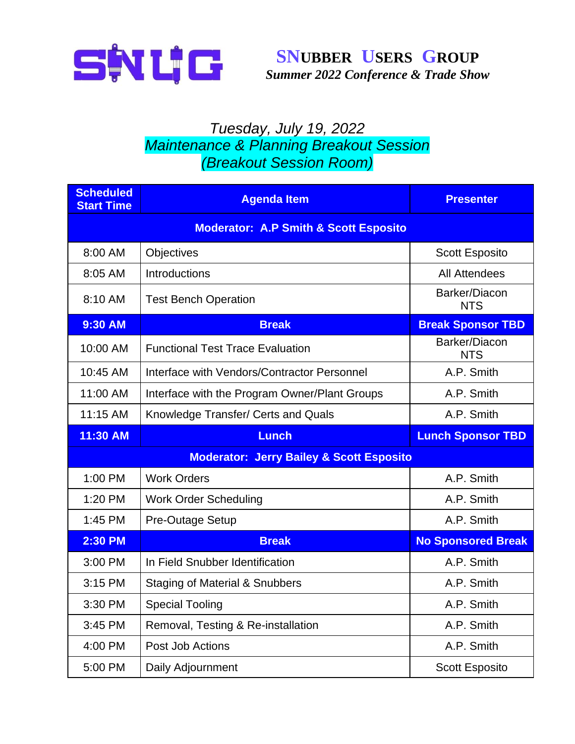# SNUBBER USERS GROUP

*Summer 2022 Conference & Trade Show*

## *Tuesday, July 19, 2022*
## *Maintenance & Planning Breakout Session*
## *(Breakout Session Room)*

| Scheduled Start Time | Agenda Item | Presenter |
|---|---|---|
| **Moderator: A.P Smith & Scott Esposito** | | |
| 8:00 AM | Objectives | Scott Esposito |
| 8:05 AM | Introductions | All Attendees |
| 8:10 AM | Test Bench Operation | Barker/Diacon NTS |
| **9:30 AM** | **Break** | **Break Sponsor TBD** |
| 10:00 AM | Functional Test Trace Evaluation | Barker/Diacon NTS |
| 10:45 AM | Interface with Vendors/Contractor Personnel | A.P. Smith |
| 11:00 AM | Interface with the Program Owner/Plant Groups | A.P. Smith |
| 11:15 AM | Knowledge Transfer/ Certs and Quals | A.P. Smith |
| **11:30 AM** | **Lunch** | **Lunch Sponsor TBD** |
| **Moderator: Jerry Bailey & Scott Esposito** | | |
| 1:00 PM | Work Orders | A.P. Smith |
| 1:20 PM | Work Order Scheduling | A.P. Smith |
| 1:45 PM | Pre-Outage Setup | A.P. Smith |
| **2:30 PM** | **Break** | **No Sponsored Break** |
| 3:00 PM | In Field Snubber Identification | A.P. Smith |
| 3:15 PM | Staging of Material & Snubbers | A.P. Smith |
| 3:30 PM | Special Tooling | A.P. Smith |
| 3:45 PM | Removal, Testing & Re-installation | A.P. Smith |
| 4:00 PM | Post Job Actions | A.P. Smith |
| 5:00 PM | Daily Adjournment | Scott Esposito |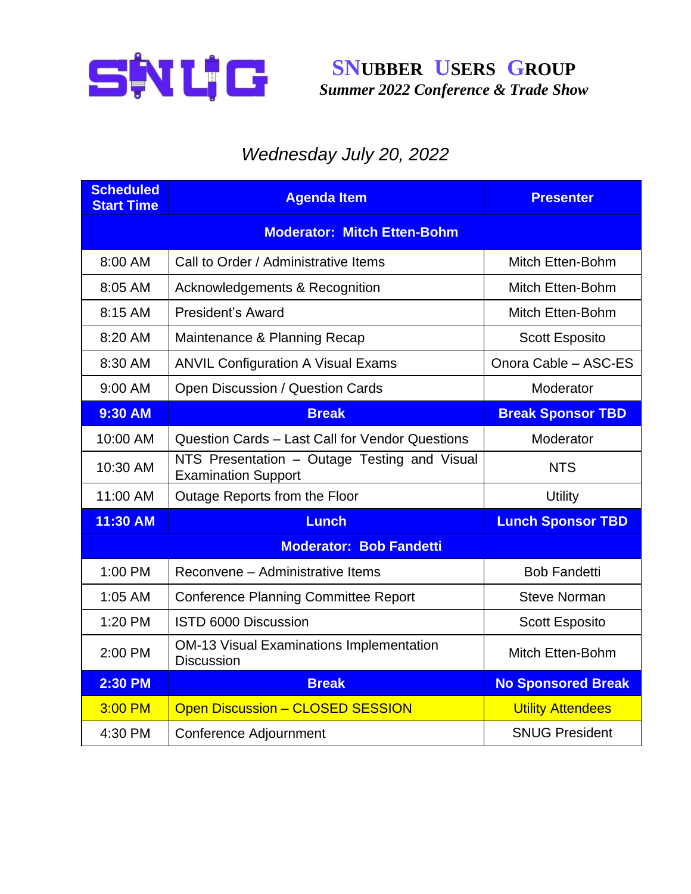# SNUBBER USERS GROUP

*Summer 2022 Conference & Trade Show*

*Wednesday July 20, 2022*

| Scheduled Start Time | Agenda Item | Presenter |
|---|---|---|
| **Moderator: Mitch Etten-Bohm** | | |
| 8:00 AM | Call to Order / Administrative Items | Mitch Etten-Bohm |
| 8:05 AM | Acknowledgements & Recognition | Mitch Etten-Bohm |
| 8:15 AM | President's Award | Mitch Etten-Bohm |
| 8:20 AM | Maintenance & Planning Recap | Scott Esposito |
| 8:30 AM | ANVIL Configuration A Visual Exams | Onora Cable – ASC-ES |
| 9:00 AM | Open Discussion / Question Cards | Moderator |
| **9:30 AM** | **Break** | **Break Sponsor TBD** |
| 10:00 AM | Question Cards – Last Call for Vendor Questions | Moderator |
| 10:30 AM | NTS Presentation – Outage Testing and Visual Examination Support | NTS |
| 11:00 AM | Outage Reports from the Floor | Utility |
| **11:30 AM** | **Lunch** | **Lunch Sponsor TBD** |
| **Moderator: Bob Fandetti** | | |
| 1:00 PM | Reconvene – Administrative Items | Bob Fandetti |
| 1:05 AM | Conference Planning Committee Report | Steve Norman |
| 1:20 PM | ISTD 6000 Discussion | Scott Esposito |
| 2:00 PM | OM-13 Visual Examinations Implementation Discussion | Mitch Etten-Bohm |
| **2:30 PM** | **Break** | **No Sponsored Break** |
| 3:00 PM | Open Discussion – CLOSED SESSION | Utility Attendees |
| 4:30 PM | Conference Adjournment | SNUG President |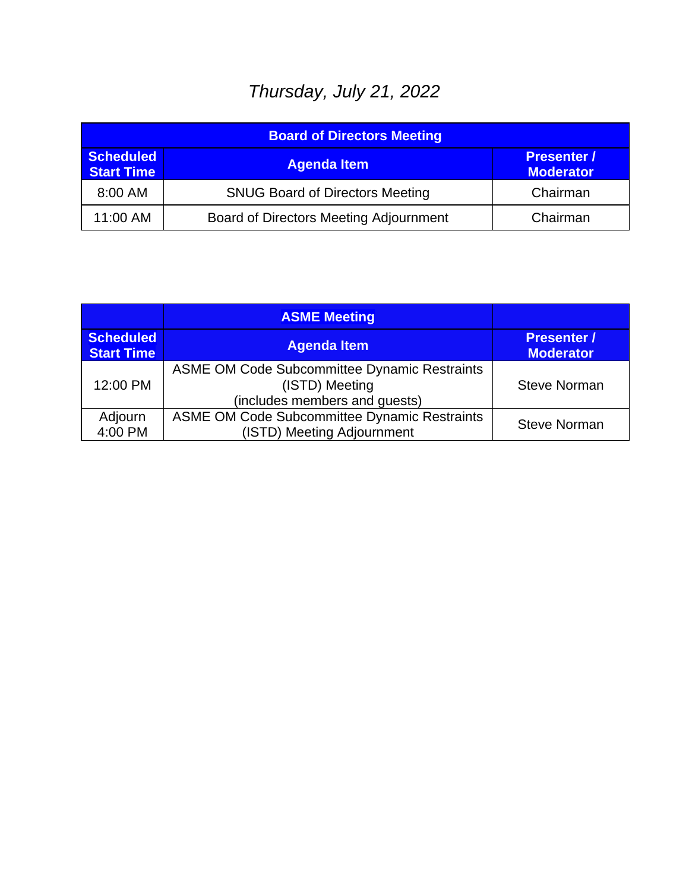*Thursday, July 21, 2022*

| Board of Directors Meeting | | |
|---|---|---|
| **Scheduled Start Time** | **Agenda Item** | **Presenter / Moderator** |
| 8:00 AM | SNUG Board of Directors Meeting | Chairman |
| 11:00 AM | Board of Directors Meeting Adjournment | Chairman |

| | ASME Meeting | |
|---|---|---|
| **Scheduled Start Time** | **Agenda Item** | **Presenter / Moderator** |
| 12:00 PM | ASME OM Code Subcommittee Dynamic Restraints (ISTD) Meeting (includes members and guests) | Steve Norman |
| Adjourn 4:00 PM | ASME OM Code Subcommittee Dynamic Restraints (ISTD) Meeting Adjournment | Steve Norman |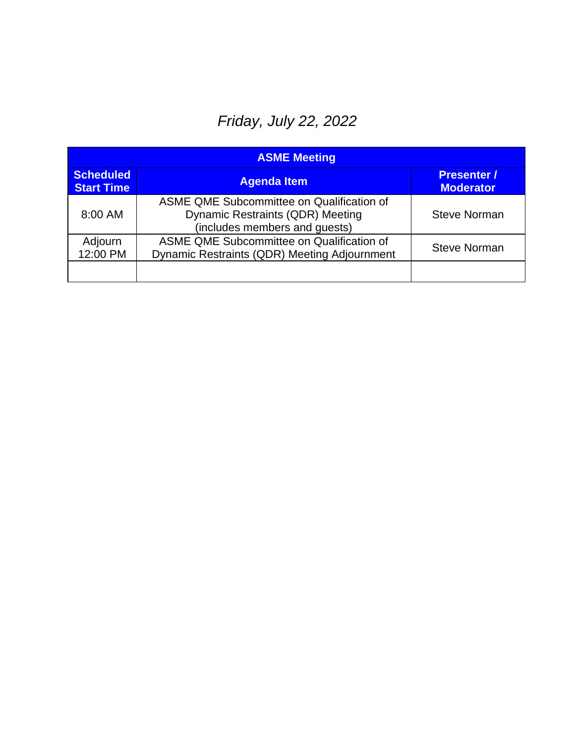*Friday, July 22, 2022*

| ASME Meeting | | |
|---|---|---|
| **Scheduled Start Time** | **Agenda Item** | **Presenter / Moderator** |
| 8:00 AM | ASME QME Subcommittee on Qualification of Dynamic Restraints (QDR) Meeting (includes members and guests) | Steve Norman |
| Adjourn 12:00 PM | ASME QME Subcommittee on Qualification of Dynamic Restraints (QDR) Meeting Adjournment | Steve Norman |
| | | |